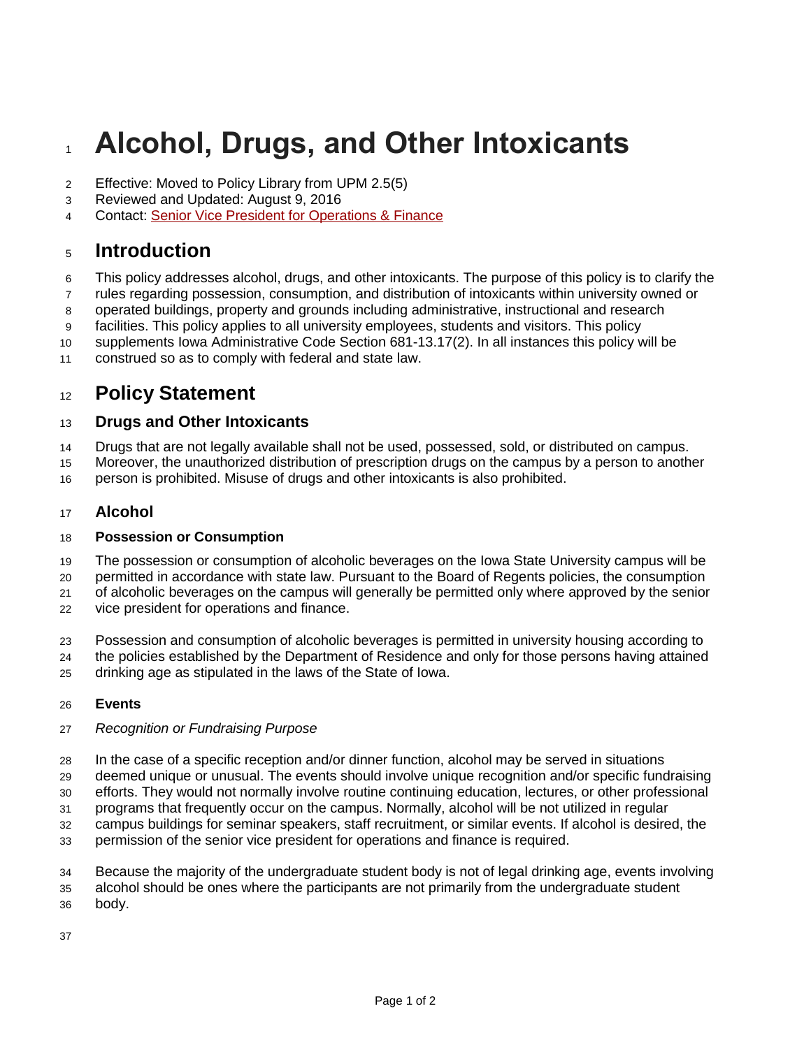# Alcohol, Drugs, and Other Intoxicants

Effective: Moved to Policy Library from UPM 2.5(5)
Reviewed and Updated: August 9, 2016
Contact: Senior Vice President for Operations & Finance

## Introduction

This policy addresses alcohol, drugs, and other intoxicants. The purpose of this policy is to clarify the rules regarding possession, consumption, and distribution of intoxicants within university owned or operated buildings, property and grounds including administrative, instructional and research facilities. This policy applies to all university employees, students and visitors. This policy supplements Iowa Administrative Code Section 681-13.17(2). In all instances this policy will be construed so as to comply with federal and state law.

## Policy Statement

### Drugs and Other Intoxicants

Drugs that are not legally available shall not be used, possessed, sold, or distributed on campus. Moreover, the unauthorized distribution of prescription drugs on the campus by a person to another person is prohibited. Misuse of drugs and other intoxicants is also prohibited.

### Alcohol

**Possession or Consumption**

The possession or consumption of alcoholic beverages on the Iowa State University campus will be permitted in accordance with state law. Pursuant to the Board of Regents policies, the consumption of alcoholic beverages on the campus will generally be permitted only where approved by the senior vice president for operations and finance.

Possession and consumption of alcoholic beverages is permitted in university housing according to the policies established by the Department of Residence and only for those persons having attained drinking age as stipulated in the laws of the State of Iowa.

**Events**

*Recognition or Fundraising Purpose*

In the case of a specific reception and/or dinner function, alcohol may be served in situations deemed unique or unusual. The events should involve unique recognition and/or specific fundraising efforts. They would not normally involve routine continuing education, lectures, or other professional programs that frequently occur on the campus. Normally, alcohol will be not utilized in regular campus buildings for seminar speakers, staff recruitment, or similar events. If alcohol is desired, the permission of the senior vice president for operations and finance is required.

Because the majority of the undergraduate student body is not of legal drinking age, events involving alcohol should be ones where the participants are not primarily from the undergraduate student body.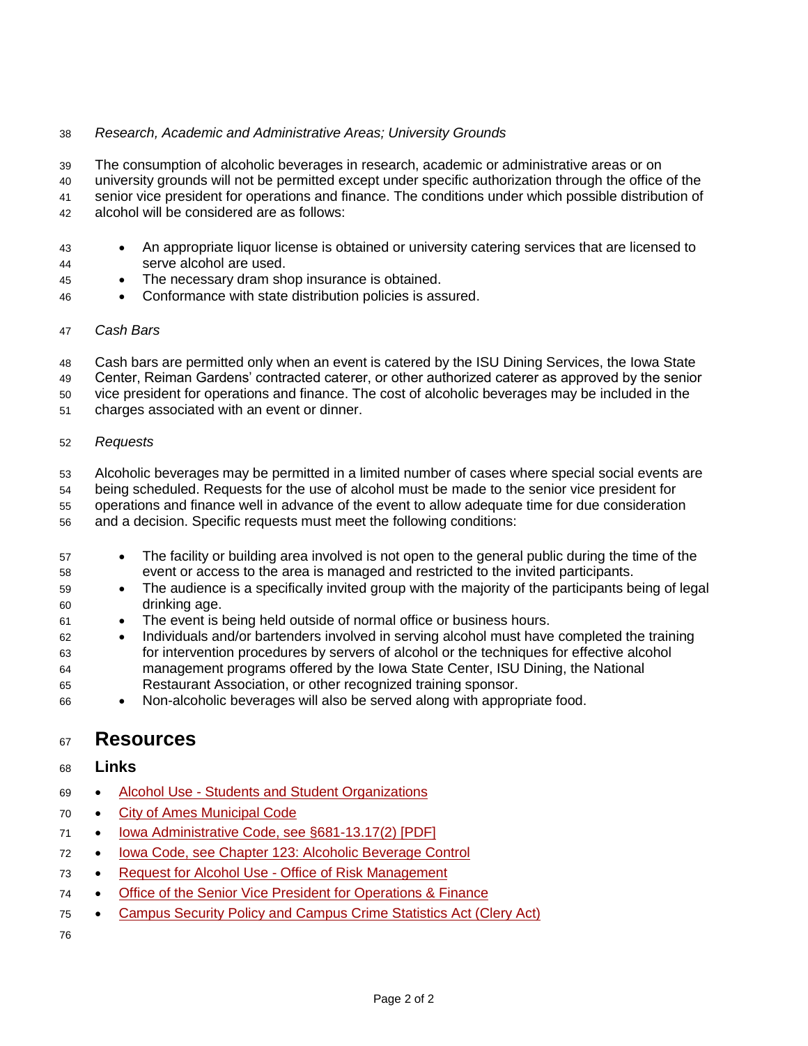*Research, Academic and Administrative Areas; University Grounds*

The consumption of alcoholic beverages in research, academic or administrative areas or on university grounds will not be permitted except under specific authorization through the office of the senior vice president for operations and finance. The conditions under which possible distribution of alcohol will be considered are as follows:

- An appropriate liquor license is obtained or university catering services that are licensed to serve alcohol are used.
- The necessary dram shop insurance is obtained.
- Conformance with state distribution policies is assured.

*Cash Bars*

Cash bars are permitted only when an event is catered by the ISU Dining Services, the Iowa State Center, Reiman Gardens' contracted caterer, or other authorized caterer as approved by the senior vice president for operations and finance. The cost of alcoholic beverages may be included in the charges associated with an event or dinner.

*Requests*

Alcoholic beverages may be permitted in a limited number of cases where special social events are being scheduled. Requests for the use of alcohol must be made to the senior vice president for operations and finance well in advance of the event to allow adequate time for due consideration and a decision. Specific requests must meet the following conditions:

- The facility or building area involved is not open to the general public during the time of the event or access to the area is managed and restricted to the invited participants.
- The audience is a specifically invited group with the majority of the participants being of legal drinking age.
- The event is being held outside of normal office or business hours.
- Individuals and/or bartenders involved in serving alcohol must have completed the training for intervention procedures by servers of alcohol or the techniques for effective alcohol management programs offered by the Iowa State Center, ISU Dining, the National Restaurant Association, or other recognized training sponsor.
- Non-alcoholic beverages will also be served along with appropriate food.

# Resources

## Links

- Alcohol Use - Students and Student Organizations
- City of Ames Municipal Code
- Iowa Administrative Code, see §681-13.17(2) [PDF]
- Iowa Code, see Chapter 123: Alcoholic Beverage Control
- Request for Alcohol Use - Office of Risk Management
- Office of the Senior Vice President for Operations & Finance
- Campus Security Policy and Campus Crime Statistics Act (Clery Act)